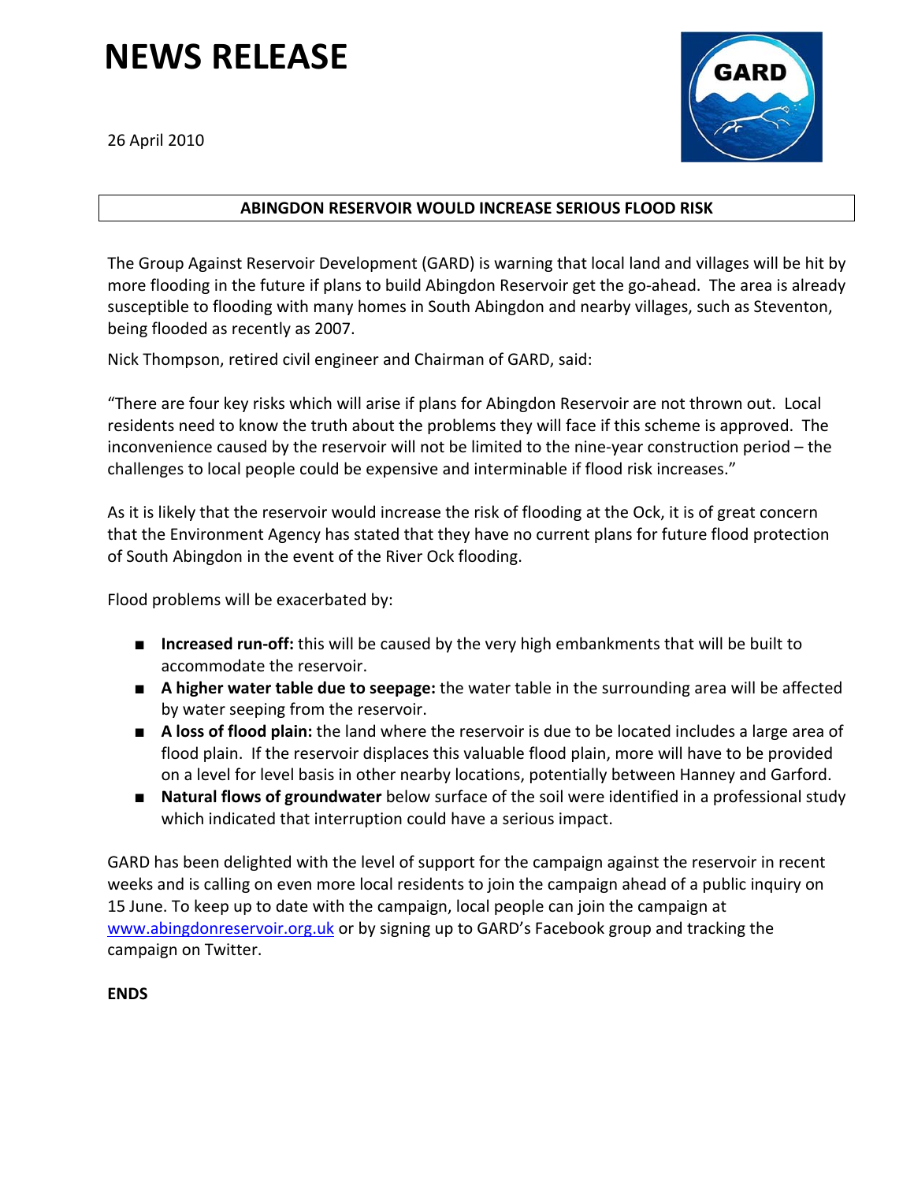# NEWS RELEASE

26 April 2010

GARD

## ABINGDON RESERVOIR WOULD INCREASE SERIOUS FLOOD RISK

The Group Against Reservoir Development (GARD) is warning that local land and villages will be hit by more flooding in the future if plans to build Abingdon Reservoir get the go-ahead. The area is already susceptible to flooding with many homes in South Abingdon and nearby villages, such as Steventon, being flooded as recently as 2007.

Nick Thompson, retired civil engineer and Chairman of GARD, said:

"There are four key risks which will arise if plans for Abingdon Reservoir are not thrown out. Local residents need to know the truth about the problems they will face if this scheme is approved. The inconvenience caused by the reservoir will not be limited to the nine-year construction period – the challenges to local people could be expensive and interminable if flood risk increases."

As it is likely that the reservoir would increase the risk of flooding at the Ock, it is of great concern that the Environment Agency has stated that they have no current plans for future flood protection of South Abingdon in the event of the River Ock flooding.

Flood problems will be exacerbated by:

- **Increased run-off:** this will be caused by the very high embankments that will be built to accommodate the reservoir.
- **A higher water table due to seepage:** the water table in the surrounding area will be affected by water seeping from the reservoir.
- **A loss of flood plain:** the land where the reservoir is due to be located includes a large area of flood plain. If the reservoir displaces this valuable flood plain, more will have to be provided on a level for level basis in other nearby locations, potentially between Hanney and Garford.
- **Natural flows of groundwater** below surface of the soil were identified in a professional study which indicated that interruption could have a serious impact.

GARD has been delighted with the level of support for the campaign against the reservoir in recent weeks and is calling on even more local residents to join the campaign ahead of a public inquiry on 15 June. To keep up to date with the campaign, local people can join the campaign at www.abingdonreservoir.org.uk or by signing up to GARD's Facebook group and tracking the campaign on Twitter.

**ENDS**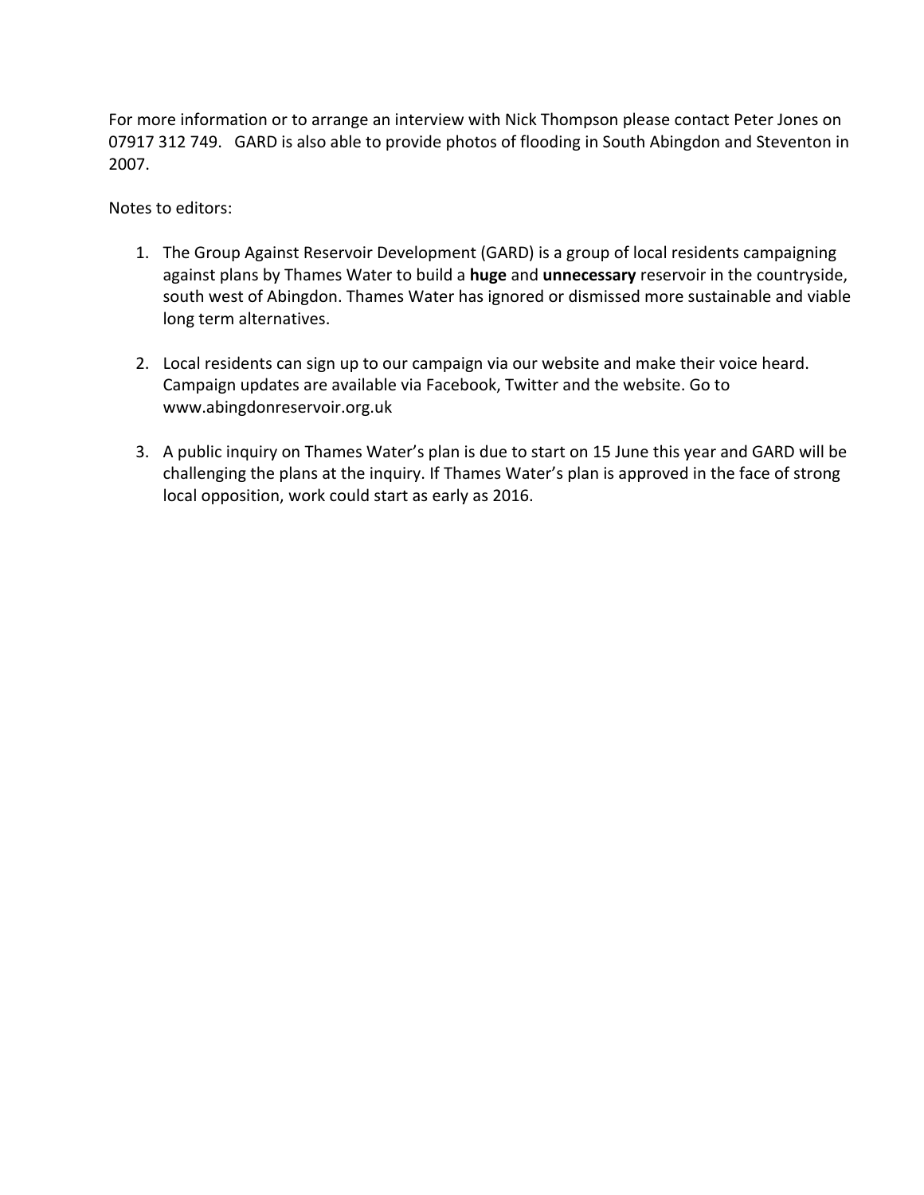For more information or to arrange an interview with Nick Thompson please contact Peter Jones on 07917 312 749. GARD is also able to provide photos of flooding in South Abingdon and Steventon in 2007.

Notes to editors:

1. The Group Against Reservoir Development (GARD) is a group of local residents campaigning against plans by Thames Water to build a **huge** and **unnecessary** reservoir in the countryside, south west of Abingdon. Thames Water has ignored or dismissed more sustainable and viable long term alternatives.

2. Local residents can sign up to our campaign via our website and make their voice heard. Campaign updates are available via Facebook, Twitter and the website. Go to www.abingdonreservoir.org.uk

3. A public inquiry on Thames Water's plan is due to start on 15 June this year and GARD will be challenging the plans at the inquiry. If Thames Water's plan is approved in the face of strong local opposition, work could start as early as 2016.